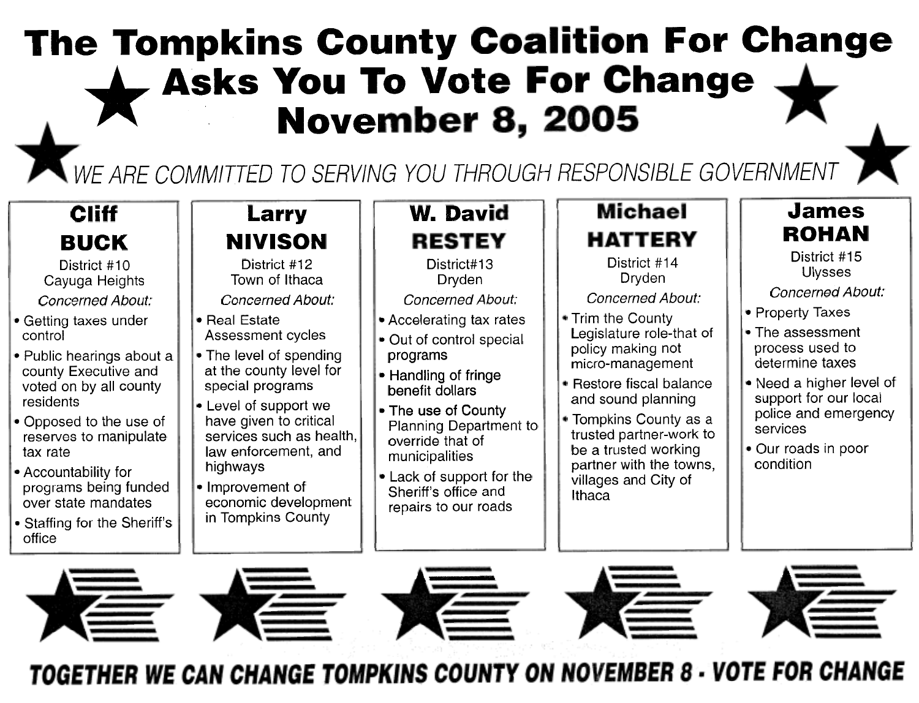# The Tompkins County Coalition For Change Asks You To Vote For Change November 8, 2005

*WE ARE COMMITTED TO SERVING YOU THROUGH RESPONSIBLE GOVERNMENT*

## Cliff BUCK

District #10
Cayuga Heights

*Concerned About:*

- Getting taxes under control
- Public hearings about a county Executive and voted on by all county residents
- Opposed to the use of reserves to manipulate tax rate
- Accountability for programs being funded over state mandates
- Staffing for the Sheriff's office

## Larry NIVISON

District #12
Town of Ithaca

*Concerned About:*

- Real Estate Assessment cycles
- The level of spending at the county level for special programs
- Level of support we have given to critical services such as health, law enforcement, and highways
- Improvement of economic development in Tompkins County

## W. David RESTEY

District#13
Dryden

*Concerned About:*

- Accelerating tax rates
- Out of control special programs
- Handling of fringe benefit dollars
- The use of County Planning Department to override that of municipalities
- Lack of support for the Sheriff's office and repairs to our roads

## Michael HATTERY

District #14
Dryden

*Concerned About:*

- Trim the County Legislature role-that of policy making not micro-management
- Restore fiscal balance and sound planning
- Tompkins County as a trusted partner-work to be a trusted working partner with the towns, villages and City of Ithaca

## James ROHAN

District #15
Ulysses

*Concerned About:*

- Property Taxes
- The assessment process used to determine taxes
- Need a higher level of support for our local police and emergency services
- Our roads in poor condition

**TOGETHER WE CAN CHANGE TOMPKINS COUNTY ON NOVEMBER 8 - VOTE FOR CHANGE**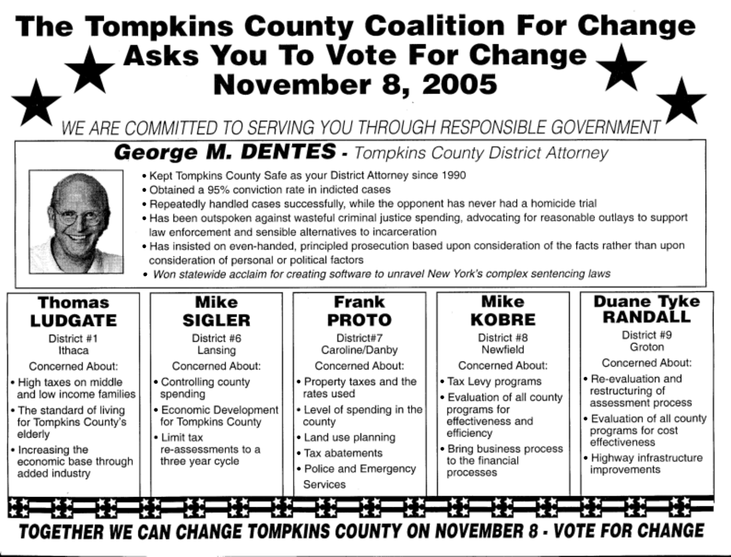# The Tompkins County Coalition For Change Asks You To Vote For Change November 8, 2005

*WE ARE COMMITTED TO SERVING YOU THROUGH RESPONSIBLE GOVERNMENT*

## George M. DENTES - *Tompkins County District Attorney*

- Kept Tompkins County Safe as your District Attorney since 1990
- Obtained a 95% conviction rate in indicted cases
- Repeatedly handled cases successfully, while the opponent has never had a homicide trial
- Has been outspoken against wasteful criminal justice spending, advocating for reasonable outlays to support law enforcement and sensible alternatives to incarceration
- Has insisted on even-handed, principled prosecution based upon consideration of the facts rather than upon consideration of personal or political factors
- *Won statewide acclaim for creating software to unravel New York's complex sentencing laws*

### Thomas LUDGATE

District #1
Ithaca

Concerned About:

- High taxes on middle and low income families
- The standard of living for Tompkins County's elderly
- Increasing the economic base through added industry

### Mike SIGLER

District #6
Lansing

Concerned About:

- Controlling county spending
- Economic Development for Tompkins County
- Limit tax re-assessments to a three year cycle

### Frank PROTO

District#7
Caroline/Danby

Concerned About:

- Property taxes and the rates used
- Level of spending in the county
- Land use planning
- Tax abatements
- Police and Emergency Services

### Mike KOBRE

District #8
Newfield

Concerned About:

- Tax Levy programs
- Evaluation of all county programs for effectiveness and efficiency
- Bring business process to the financial processes

### Duane Tyke RANDALL

District #9
Groton

Concerned About:

- Re-evaluation and restructuring of assessment process
- Evaluation of all county programs for cost effectiveness
- Highway infrastructure improvements

**TOGETHER WE CAN CHANGE TOMPKINS COUNTY ON NOVEMBER 8 - VOTE FOR CHANGE**